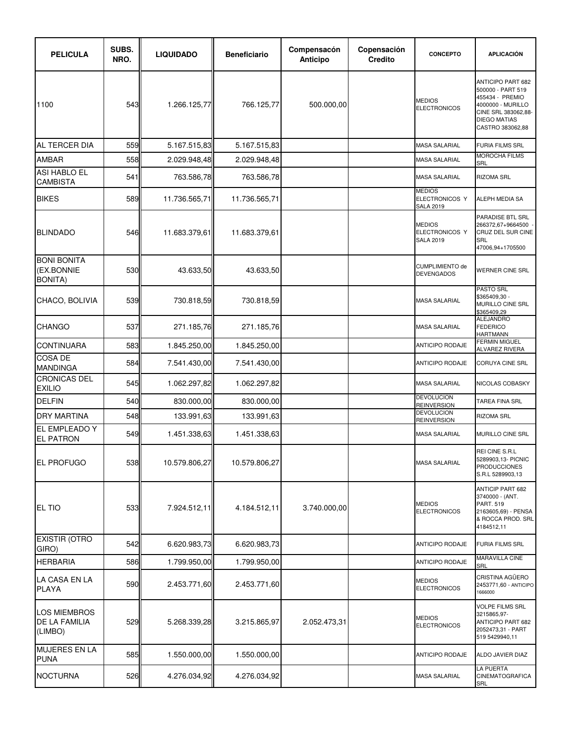| PELICULA | SUBS. NRO. | LIQUIDADO | Beneficiario | Compensacón Anticipo | Copensación Credito | CONCEPTO | APLICACIÓN |
|---|---|---|---|---|---|---|---|
| 1100 | 543 | 1.266.125,77 | 766.125,77 | 500.000,00 | | MEDIOS ELECTRONICOS | ANTICIPO PART 682 500000 - PART 519 455434 - PREMIO 4000000 - MURILLO CINE SRL 383062,88- DIEGO MATIAS CASTRO 383062,88 |
| AL TERCER DIA | 559 | 5.167.515,83 | 5.167.515,83 | | | MASA SALARIAL | FURIA FILMS SRL |
| AMBAR | 558 | 2.029.948,48 | 2.029.948,48 | | | MASA SALARIAL | MOROCHA FILMS SRL |
| ASI HABLO EL CAMBISTA | 541 | 763.586,78 | 763.586,78 | | | MASA SALARIAL | RIZOMA SRL |
| BIKES | 589 | 11.736.565,71 | 11.736.565,71 | | | MEDIOS ELECTRONICOS Y SALA 2019 | ALEPH MEDIA SA |
| BLINDADO | 546 | 11.683.379,61 | 11.683.379,61 | | | MEDIOS ELECTRONICOS Y SALA 2019 | PARADISE BTL SRL 266372,67+9664500 - CRUZ DEL SUR CINE SRL 47006,94+1705500 |
| BONI BONITA (EX.BONNIE BONITA) | 530 | 43.633,50 | 43.633,50 | | | CUMPLIMIENTO de DEVENGADOS | WERNER CINE SRL |
| CHACO, BOLIVIA | 539 | 730.818,59 | 730.818,59 | | | MASA SALARIAL | PASTO SRL $365409,30 - MURILLO CINE SRL $365409,29 |
| CHANGO | 537 | 271.185,76 | 271.185,76 | | | MASA SALARIAL | ALEJANDRO FEDERICO HARTMANN |
| CONTINUARA | 583 | 1.845.250,00 | 1.845.250,00 | | | ANTICIPO RODAJE | FERMIN MIGUEL ALVAREZ RIVERA |
| COSA DE MANDINGA | 584 | 7.541.430,00 | 7.541.430,00 | | | ANTICIPO RODAJE | CORUYA CINE SRL |
| CRONICAS DEL EXILIO | 545 | 1.062.297,82 | 1.062.297,82 | | | MASA SALARIAL | NICOLAS COBASKY |
| DELFIN | 540 | 830.000,00 | 830.000,00 | | | DEVOLUCION REINVERSION | TAREA FINA SRL |
| DRY MARTINA | 548 | 133.991,63 | 133.991,63 | | | DEVOLUCION REINVERSION | RIZOMA SRL |
| EL EMPLEADO Y EL PATRON | 549 | 1.451.338,63 | 1.451.338,63 | | | MASA SALARIAL | MURILLO CINE SRL |
| EL PROFUGO | 538 | 10.579.806,27 | 10.579.806,27 | | | MASA SALARIAL | REI CINE S.R.L 5289903,13- PICNIC PRODUCCIONES S.R.L 5289903,13 |
| EL TIO | 533 | 7.924.512,11 | 4.184.512,11 | 3.740.000,00 | | MEDIOS ELECTRONICOS | ANTICIP PART 682 3740000 - (ANT. PART. 519 2163605,69) - PENSA & ROCCA PROD. SRL 4184512,11 |
| EXISTIR (OTRO GIRO) | 542 | 6.620.983,73 | 6.620.983,73 | | | ANTICIPO RODAJE | FURIA FILMS SRL |
| HERBARIA | 586 | 1.799.950,00 | 1.799.950,00 | | | ANTICIPO RODAJE | MARAVILLA CINE SRL |
| LA CASA EN LA PLAYA | 590 | 2.453.771,60 | 2.453.771,60 | | | MEDIOS ELECTRONICOS | CRISTINA AGÜERO 2453771,60 - ANTICIPO 1666000 |
| LOS MIEMBROS DE LA FAMILIA (LIMBO) | 529 | 5.268.339,28 | 3.215.865,97 | 2.052.473,31 | | MEDIOS ELECTRONICOS | VOLPE FILMS SRL 3215865,97- ANTICIPO PART 682 2052473,31 - PART 519 5429940,11 |
| MUJERES EN LA PUNA | 585 | 1.550.000,00 | 1.550.000,00 | | | ANTICIPO RODAJE | ALDO JAVIER DIAZ |
| NOCTURNA | 526 | 4.276.034,92 | 4.276.034,92 | | | MASA SALARIAL | LA PUERTA CINEMATOGRAFICA SRL |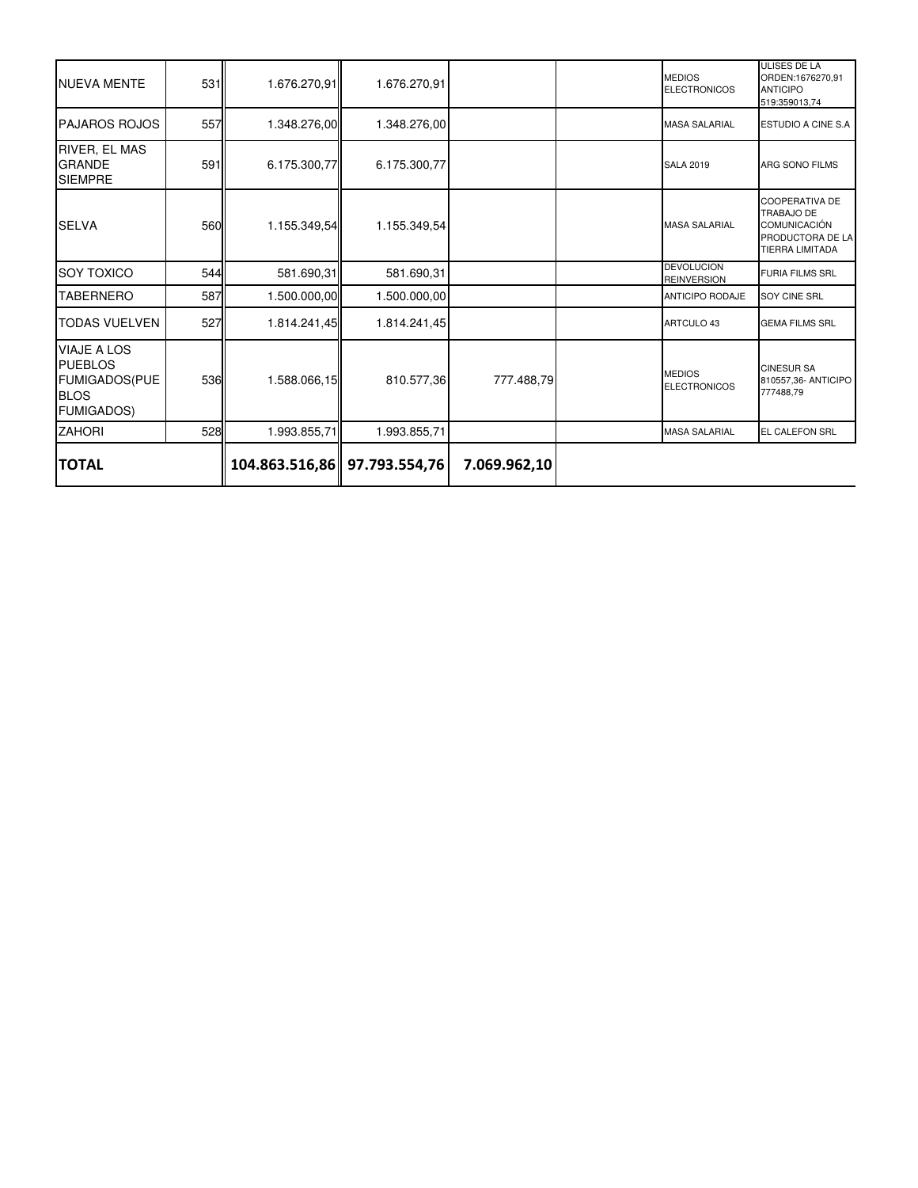| | | | | | | | |
|---|---|---|---|---|---|---|---|
| NUEVA MENTE | 531 | 1.676.270,91 | 1.676.270,91 | | | MEDIOS ELECTRONICOS | ULISES DE LA ORDEN:1676270,91 ANTICIPO 519:359013,74 |
| PAJAROS ROJOS | 557 | 1.348.276,00 | 1.348.276,00 | | | MASA SALARIAL | ESTUDIO A CINE S.A |
| RIVER, EL MAS GRANDE SIEMPRE | 591 | 6.175.300,77 | 6.175.300,77 | | | SALA 2019 | ARG SONO FILMS |
| SELVA | 560 | 1.155.349,54 | 1.155.349,54 | | | MASA SALARIAL | COOPERATIVA DE TRABAJO DE COMUNICACIÓN PRODUCTORA DE LA TIERRA LIMITADA |
| SOY TOXICO | 544 | 581.690,31 | 581.690,31 | | | DEVOLUCION REINVERSION | FURIA FILMS SRL |
| TABERNERO | 587 | 1.500.000,00 | 1.500.000,00 | | | ANTICIPO RODAJE | SOY CINE SRL |
| TODAS VUELVEN | 527 | 1.814.241,45 | 1.814.241,45 | | | ARTCULO 43 | GEMA FILMS SRL |
| VIAJE A LOS PUEBLOS FUMIGADOS(PUEBLOS FUMIGADOS) | 536 | 1.588.066,15 | 810.577,36 | 777.488,79 | | MEDIOS ELECTRONICOS | CINESUR SA 810557,36- ANTICIPO 777488,79 |
| ZAHORI | 528 | 1.993.855,71 | 1.993.855,71 | | | MASA SALARIAL | EL CALEFON SRL |
| **TOTAL** | | **104.863.516,86** | **97.793.554,76** | **7.069.962,10** | | | |